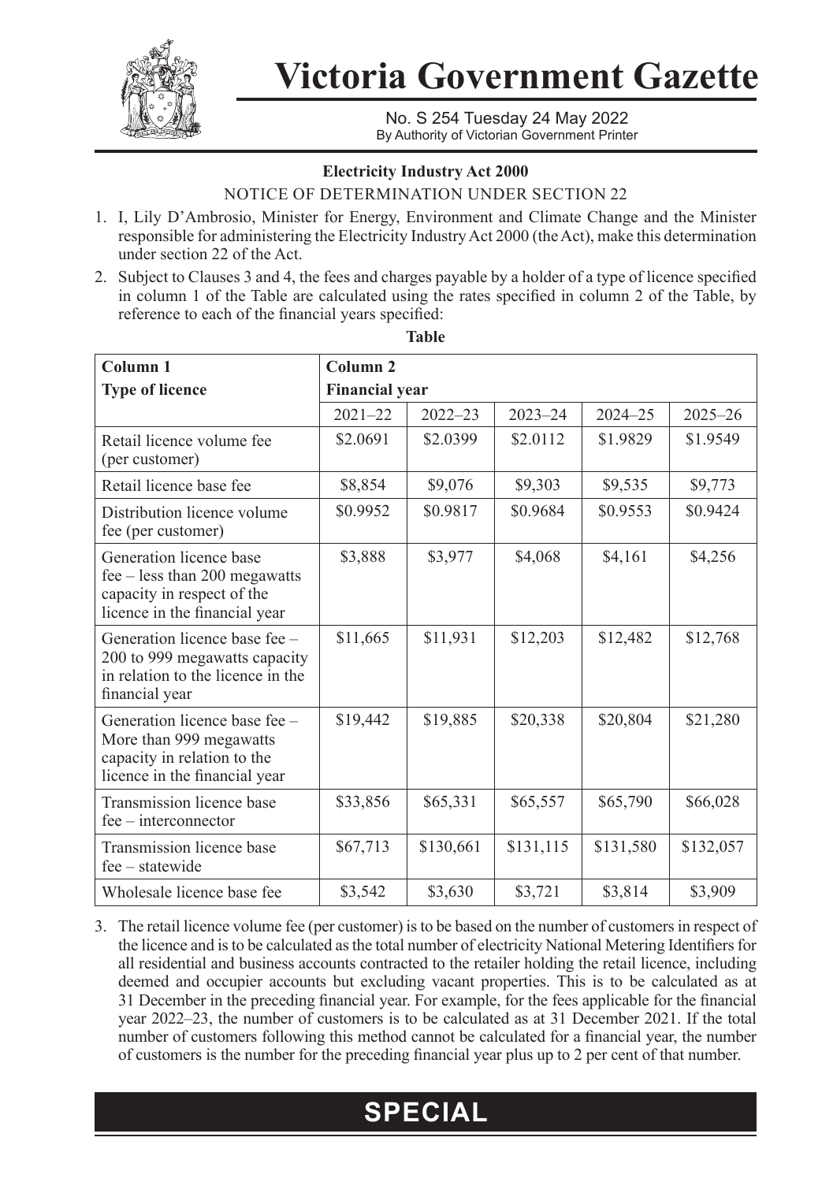# Victoria Government Gazette

No. S 254 Tuesday 24 May 2022
By Authority of Victorian Government Printer

**Electricity Industry Act 2000**

NOTICE OF DETERMINATION UNDER SECTION 22

1. I, Lily D'Ambrosio, Minister for Energy, Environment and Climate Change and the Minister responsible for administering the Electricity Industry Act 2000 (the Act), make this determination under section 22 of the Act.
2. Subject to Clauses 3 and 4, the fees and charges payable by a holder of a type of licence specified in column 1 of the Table are calculated using the rates specified in column 2 of the Table, by reference to each of the financial years specified:

**Table**

| Column 1<br>Type of licence | Column 2<br>Financial year | | | | |
|---|---|---|---|---|---|
| | 2021–22 | 2022–23 | 2023–24 | 2024–25 | 2025–26 |
| Retail licence volume fee (per customer) | $2.0691 | $2.0399 | $2.0112 | $1.9829 | $1.9549 |
| Retail licence base fee | $8,854 | $9,076 | $9,303 | $9,535 | $9,773 |
| Distribution licence volume fee (per customer) | $0.9952 | $0.9817 | $0.9684 | $0.9553 | $0.9424 |
| Generation licence base fee – less than 200 megawatts capacity in respect of the licence in the financial year | $3,888 | $3,977 | $4,068 | $4,161 | $4,256 |
| Generation licence base fee – 200 to 999 megawatts capacity in relation to the licence in the financial year | $11,665 | $11,931 | $12,203 | $12,482 | $12,768 |
| Generation licence base fee – More than 999 megawatts capacity in relation to the licence in the financial year | $19,442 | $19,885 | $20,338 | $20,804 | $21,280 |
| Transmission licence base fee – interconnector | $33,856 | $65,331 | $65,557 | $65,790 | $66,028 |
| Transmission licence base fee – statewide | $67,713 | $130,661 | $131,115 | $131,580 | $132,057 |
| Wholesale licence base fee | $3,542 | $3,630 | $3,721 | $3,814 | $3,909 |

3. The retail licence volume fee (per customer) is to be based on the number of customers in respect of the licence and is to be calculated as the total number of electricity National Metering Identifiers for all residential and business accounts contracted to the retailer holding the retail licence, including deemed and occupier accounts but excluding vacant properties. This is to be calculated as at 31 December in the preceding financial year. For example, for the fees applicable for the financial year 2022–23, the number of customers is to be calculated as at 31 December 2021. If the total number of customers following this method cannot be calculated for a financial year, the number of customers is the number for the preceding financial year plus up to 2 per cent of that number.

**SPECIAL**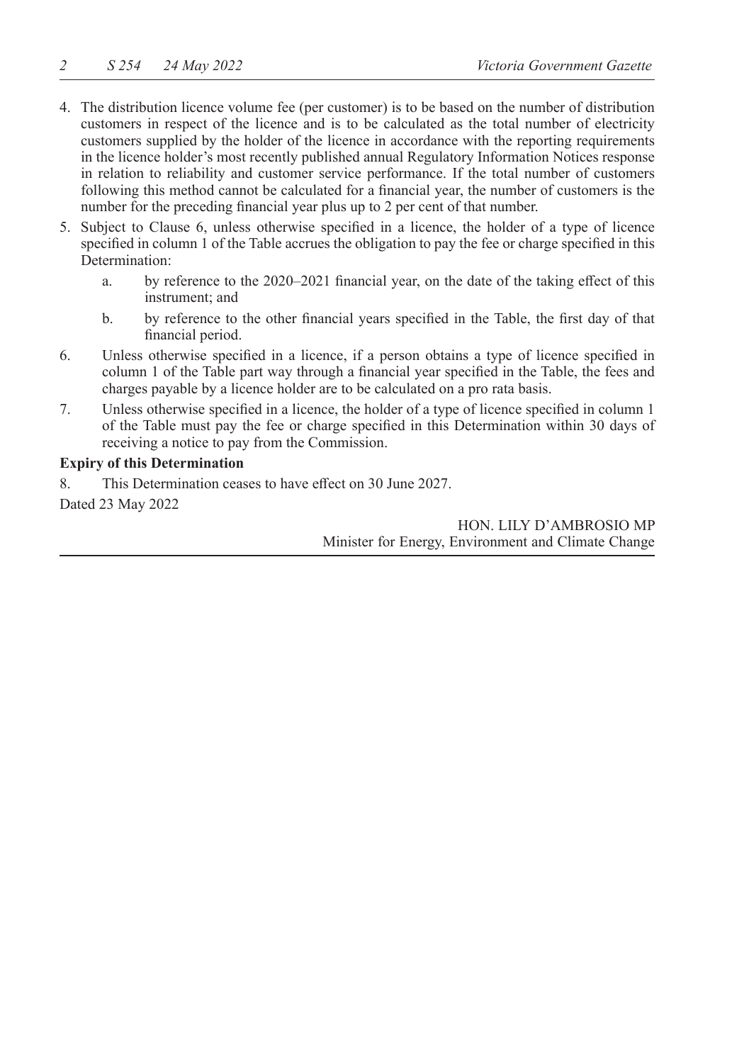4. The distribution licence volume fee (per customer) is to be based on the number of distribution customers in respect of the licence and is to be calculated as the total number of electricity customers supplied by the holder of the licence in accordance with the reporting requirements in the licence holder's most recently published annual Regulatory Information Notices response in relation to reliability and customer service performance. If the total number of customers following this method cannot be calculated for a financial year, the number of customers is the number for the preceding financial year plus up to 2 per cent of that number.

5. Subject to Clause 6, unless otherwise specified in a licence, the holder of a type of licence specified in column 1 of the Table accrues the obligation to pay the fee or charge specified in this Determination:

   a. by reference to the 2020–2021 financial year, on the date of the taking effect of this instrument; and

   b. by reference to the other financial years specified in the Table, the first day of that financial period.

6. Unless otherwise specified in a licence, if a person obtains a type of licence specified in column 1 of the Table part way through a financial year specified in the Table, the fees and charges payable by a licence holder are to be calculated on a pro rata basis.

7. Unless otherwise specified in a licence, the holder of a type of licence specified in column 1 of the Table must pay the fee or charge specified in this Determination within 30 days of receiving a notice to pay from the Commission.

**Expiry of this Determination**

8. This Determination ceases to have effect on 30 June 2027.

Dated 23 May 2022

HON. LILY D'AMBROSIO MP
Minister for Energy, Environment and Climate Change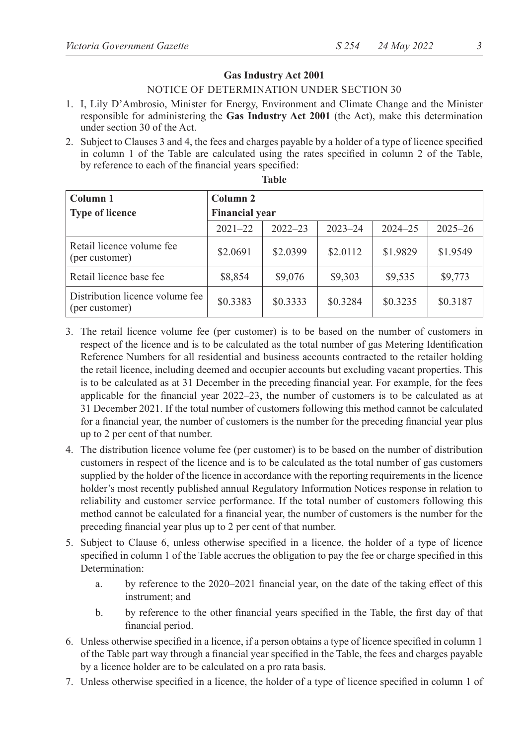**Gas Industry Act 2001**

NOTICE OF DETERMINATION UNDER SECTION 30

1. I, Lily D'Ambrosio, Minister for Energy, Environment and Climate Change and the Minister responsible for administering the **Gas Industry Act 2001** (the Act), make this determination under section 30 of the Act.
2. Subject to Clauses 3 and 4, the fees and charges payable by a holder of a type of licence specified in column 1 of the Table are calculated using the rates specified in column 2 of the Table, by reference to each of the financial years specified:

**Table**

| **Column 1**<br>**Type of licence** | **Column 2**<br>**Financial year** | | | | |
|---|---|---|---|---|---|
| | 2021–22 | 2022–23 | 2023–24 | 2024–25 | 2025–26 |
| Retail licence volume fee (per customer) | $2.0691 | $2.0399 | $2.0112 | $1.9829 | $1.9549 |
| Retail licence base fee | $8,854 | $9,076 | $9,303 | $9,535 | $9,773 |
| Distribution licence volume fee (per customer) | $0.3383 | $0.3333 | $0.3284 | $0.3235 | $0.3187 |

3. The retail licence volume fee (per customer) is to be based on the number of customers in respect of the licence and is to be calculated as the total number of gas Metering Identification Reference Numbers for all residential and business accounts contracted to the retailer holding the retail licence, including deemed and occupier accounts but excluding vacant properties. This is to be calculated as at 31 December in the preceding financial year. For example, for the fees applicable for the financial year 2022–23, the number of customers is to be calculated as at 31 December 2021. If the total number of customers following this method cannot be calculated for a financial year, the number of customers is the number for the preceding financial year plus up to 2 per cent of that number.
4. The distribution licence volume fee (per customer) is to be based on the number of distribution customers in respect of the licence and is to be calculated as the total number of gas customers supplied by the holder of the licence in accordance with the reporting requirements in the licence holder's most recently published annual Regulatory Information Notices response in relation to reliability and customer service performance. If the total number of customers following this method cannot be calculated for a financial year, the number of customers is the number for the preceding financial year plus up to 2 per cent of that number.
5. Subject to Clause 6, unless otherwise specified in a licence, the holder of a type of licence specified in column 1 of the Table accrues the obligation to pay the fee or charge specified in this Determination:
   a. by reference to the 2020–2021 financial year, on the date of the taking effect of this instrument; and
   b. by reference to the other financial years specified in the Table, the first day of that financial period.
6. Unless otherwise specified in a licence, if a person obtains a type of licence specified in column 1 of the Table part way through a financial year specified in the Table, the fees and charges payable by a licence holder are to be calculated on a pro rata basis.
7. Unless otherwise specified in a licence, the holder of a type of licence specified in column 1 of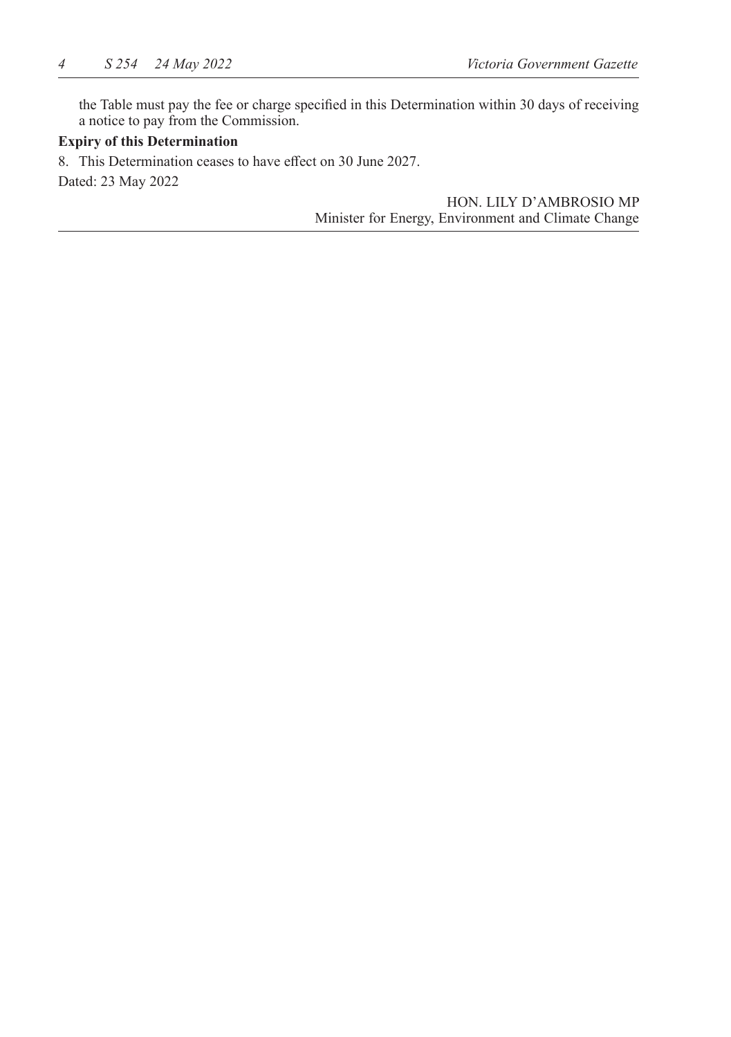the Table must pay the fee or charge specified in this Determination within 30 days of receiving a notice to pay from the Commission.

**Expiry of this Determination**

8. This Determination ceases to have effect on 30 June 2027.

Dated: 23 May 2022

HON. LILY D'AMBROSIO MP
Minister for Energy, Environment and Climate Change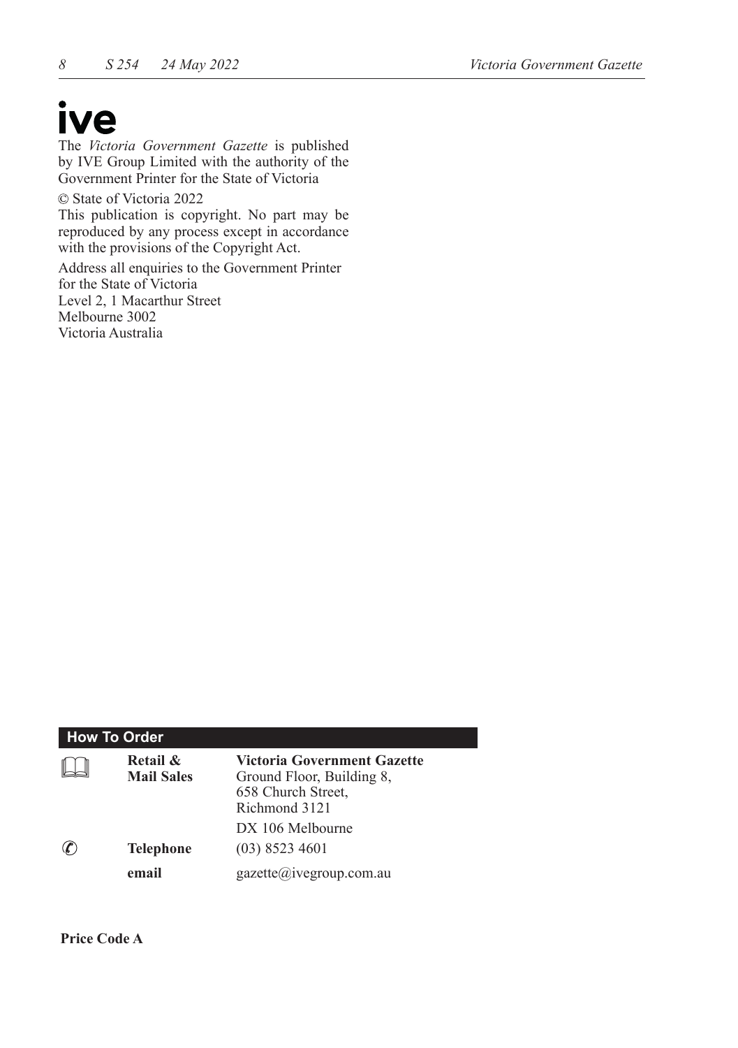ive

The *Victoria Government Gazette* is published by IVE Group Limited with the authority of the Government Printer for the State of Victoria

© State of Victoria 2022

This publication is copyright. No part may be reproduced by any process except in accordance with the provisions of the Copyright Act.

Address all enquiries to the Government Printer for the State of Victoria
Level 2, 1 Macarthur Street
Melbourne 3002
Victoria Australia

| How To Order | | |
|---|---|---|
| | **Retail & Mail Sales** | **Victoria Government Gazette**<br>Ground Floor, Building 8,<br>658 Church Street,<br>Richmond 3121 |
| | | DX 106 Melbourne |
| | **Telephone** | (03) 8523 4601 |
| | **email** | gazette@ivegroup.com.au |

**Price Code A**